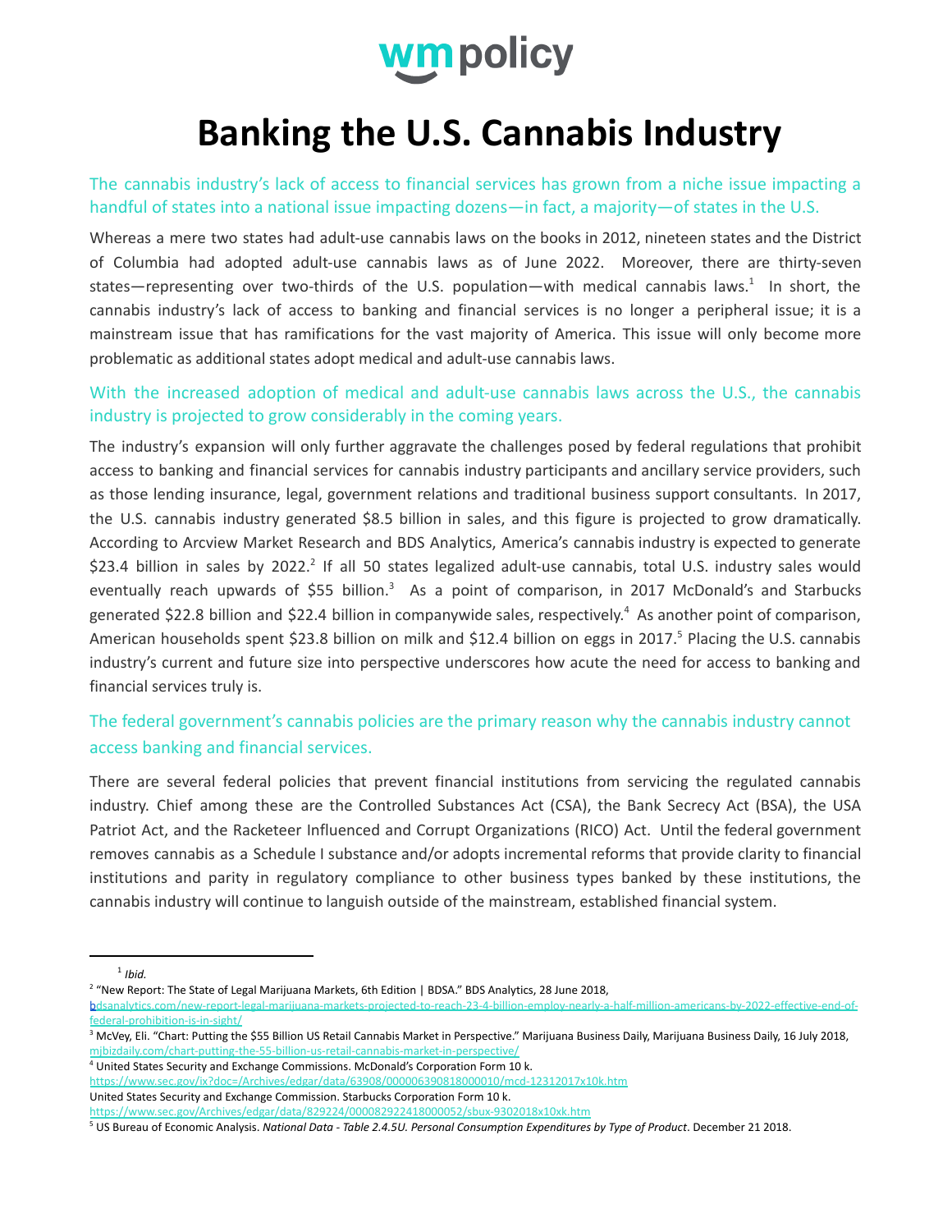wmpolicy

# Banking the U.S. Cannabis Industry

## The cannabis industry's lack of access to financial services has grown from a niche issue impacting a handful of states into a national issue impacting dozens—in fact, a majority—of states in the U.S.

Whereas a mere two states had adult-use cannabis laws on the books in 2012, nineteen states and the District of Columbia had adopted adult-use cannabis laws as of June 2022. Moreover, there are thirty-seven states—representing over two-thirds of the U.S. population—with medical cannabis laws.[1] In short, the cannabis industry's lack of access to banking and financial services is no longer a peripheral issue; it is a mainstream issue that has ramifications for the vast majority of America. This issue will only become more problematic as additional states adopt medical and adult-use cannabis laws.

## With the increased adoption of medical and adult-use cannabis laws across the U.S., the cannabis industry is projected to grow considerably in the coming years.

The industry's expansion will only further aggravate the challenges posed by federal regulations that prohibit access to banking and financial services for cannabis industry participants and ancillary service providers, such as those lending insurance, legal, government relations and traditional business support consultants. In 2017, the U.S. cannabis industry generated $8.5 billion in sales, and this figure is projected to grow dramatically. According to Arcview Market Research and BDS Analytics, America's cannabis industry is expected to generate $23.4 billion in sales by 2022.[2] If all 50 states legalized adult-use cannabis, total U.S. industry sales would eventually reach upwards of $55 billion.[3] As a point of comparison, in 2017 McDonald's and Starbucks generated $22.8 billion and $22.4 billion in companywide sales, respectively.[4] As another point of comparison, American households spent $23.8 billion on milk and $12.4 billion on eggs in 2017.[5] Placing the U.S. cannabis industry's current and future size into perspective underscores how acute the need for access to banking and financial services truly is.

## The federal government's cannabis policies are the primary reason why the cannabis industry cannot access banking and financial services.

There are several federal policies that prevent financial institutions from servicing the regulated cannabis industry. Chief among these are the Controlled Substances Act (CSA), the Bank Secrecy Act (BSA), the USA Patriot Act, and the Racketeer Influenced and Corrupt Organizations (RICO) Act. Until the federal government removes cannabis as a Schedule I substance and/or adopts incremental reforms that provide clarity to financial institutions and parity in regulatory compliance to other business types banked by these institutions, the cannabis industry will continue to languish outside of the mainstream, established financial system.

---

[1] *Ibid.*

[2] "New Report: The State of Legal Marijuana Markets, 6th Edition | BDSA." BDS Analytics, 28 June 2018, bdsanalytics.com/new-report-legal-marijuana-markets-projected-to-reach-23-4-billion-employ-nearly-a-half-million-americans-by-2022-effective-end-of-federal-prohibition-is-in-sight/

[3] McVey, Eli. "Chart: Putting the $55 Billion US Retail Cannabis Market in Perspective." Marijuana Business Daily, Marijuana Business Daily, 16 July 2018, mjbizdaily.com/chart-putting-the-55-billion-us-retail-cannabis-market-in-perspective/

[4] United States Security and Exchange Commissions. McDonald's Corporation Form 10 k. https://www.sec.gov/ix?doc=/Archives/edgar/data/63908/000006390818000010/mcd-12312017x10k.htm
United States Security and Exchange Commission. Starbucks Corporation Form 10 k. https://www.sec.gov/Archives/edgar/data/829224/000082922418000052/sbux-9302018x10xk.htm

[5] US Bureau of Economic Analysis. *National Data - Table 2.4.5U. Personal Consumption Expenditures by Type of Product*. December 21 2018.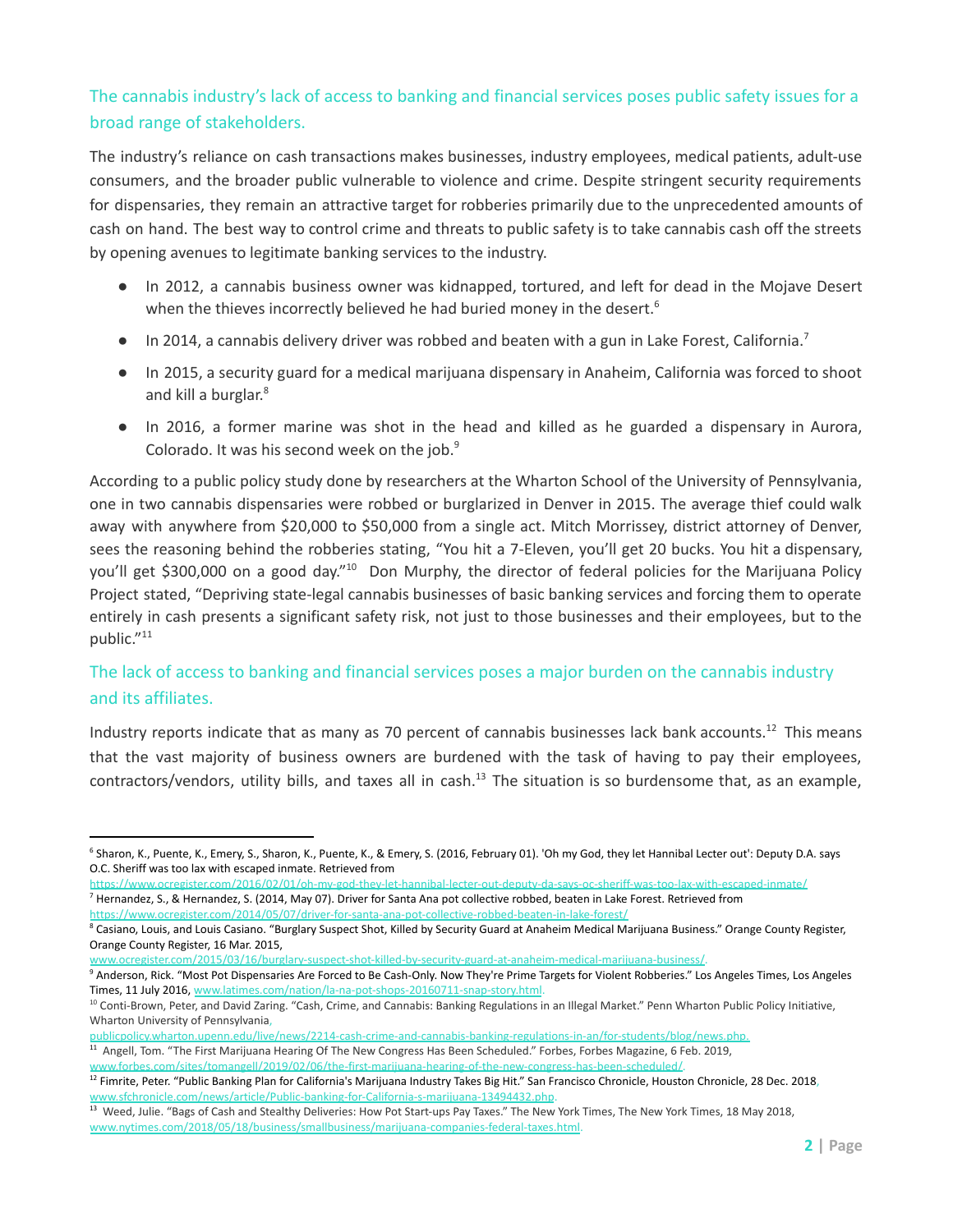## The cannabis industry's lack of access to banking and financial services poses public safety issues for a broad range of stakeholders.

The industry's reliance on cash transactions makes businesses, industry employees, medical patients, adult-use consumers, and the broader public vulnerable to violence and crime. Despite stringent security requirements for dispensaries, they remain an attractive target for robberies primarily due to the unprecedented amounts of cash on hand. The best way to control crime and threats to public safety is to take cannabis cash off the streets by opening avenues to legitimate banking services to the industry.

- In 2012, a cannabis business owner was kidnapped, tortured, and left for dead in the Mojave Desert when the thieves incorrectly believed he had buried money in the desert.[6]
- In 2014, a cannabis delivery driver was robbed and beaten with a gun in Lake Forest, California.[7]
- In 2015, a security guard for a medical marijuana dispensary in Anaheim, California was forced to shoot and kill a burglar.[8]
- In 2016, a former marine was shot in the head and killed as he guarded a dispensary in Aurora, Colorado. It was his second week on the job.[9]

According to a public policy study done by researchers at the Wharton School of the University of Pennsylvania, one in two cannabis dispensaries were robbed or burglarized in Denver in 2015. The average thief could walk away with anywhere from $20,000 to $50,000 from a single act. Mitch Morrissey, district attorney of Denver, sees the reasoning behind the robberies stating, "You hit a 7-Eleven, you'll get 20 bucks. You hit a dispensary, you'll get $300,000 on a good day."[10] Don Murphy, the director of federal policies for the Marijuana Policy Project stated, "Depriving state-legal cannabis businesses of basic banking services and forcing them to operate entirely in cash presents a significant safety risk, not just to those businesses and their employees, but to the public."[11]

## The lack of access to banking and financial services poses a major burden on the cannabis industry and its affiliates.

Industry reports indicate that as many as 70 percent of cannabis businesses lack bank accounts.[12] This means that the vast majority of business owners are burdened with the task of having to pay their employees, contractors/vendors, utility bills, and taxes all in cash.[13] The situation is so burdensome that, as an example,

---

[6] Sharon, K., Puente, K., Emery, S., Sharon, K., Puente, K., & Emery, S. (2016, February 01). 'Oh my God, they let Hannibal Lecter out': Deputy D.A. says O.C. Sheriff was too lax with escaped inmate. Retrieved from https://www.ocregister.com/2016/02/01/oh-my-god-they-let-hannibal-lecter-out-deputy-da-says-oc-sheriff-was-too-lax-with-escaped-inmate/

[7] Hernandez, S., & Hernandez, S. (2014, May 07). Driver for Santa Ana pot collective robbed, beaten in Lake Forest. Retrieved from https://www.ocregister.com/2014/05/07/driver-for-santa-ana-pot-collective-robbed-beaten-in-lake-forest/

[8] Casiano, Louis, and Louis Casiano. "Burglary Suspect Shot, Killed by Security Guard at Anaheim Medical Marijuana Business." Orange County Register, Orange County Register, 16 Mar. 2015, www.ocregister.com/2015/03/16/burglary-suspect-shot-killed-by-security-guard-at-anaheim-medical-marijuana-business/.

[9] Anderson, Rick. "Most Pot Dispensaries Are Forced to Be Cash-Only. Now They're Prime Targets for Violent Robberies." Los Angeles Times, Los Angeles Times, 11 July 2016, www.latimes.com/nation/la-na-pot-shops-20160711-snap-story.html.

[10] Conti-Brown, Peter, and David Zaring. "Cash, Crime, and Cannabis: Banking Regulations in an Illegal Market." Penn Wharton Public Policy Initiative, Wharton University of Pennsylvania, publicpolicy.wharton.upenn.edu/live/news/2214-cash-crime-and-cannabis-banking-regulations-in-an/for-students/blog/news.php.

[11] Angell, Tom. "The First Marijuana Hearing Of The New Congress Has Been Scheduled." Forbes, Forbes Magazine, 6 Feb. 2019, www.forbes.com/sites/tomangell/2019/02/06/the-first-marijuana-hearing-of-the-new-congress-has-been-scheduled/.

[12] Fimrite, Peter. "Public Banking Plan for California's Marijuana Industry Takes Big Hit." San Francisco Chronicle, Houston Chronicle, 28 Dec. 2018, www.sfchronicle.com/news/article/Public-banking-for-California-s-marijuana-13494432.php.

[13] Weed, Julie. "Bags of Cash and Stealthy Deliveries: How Pot Start-ups Pay Taxes." The New York Times, The New York Times, 18 May 2018, www.nytimes.com/2018/05/18/business/smallbusiness/marijuana-companies-federal-taxes.html.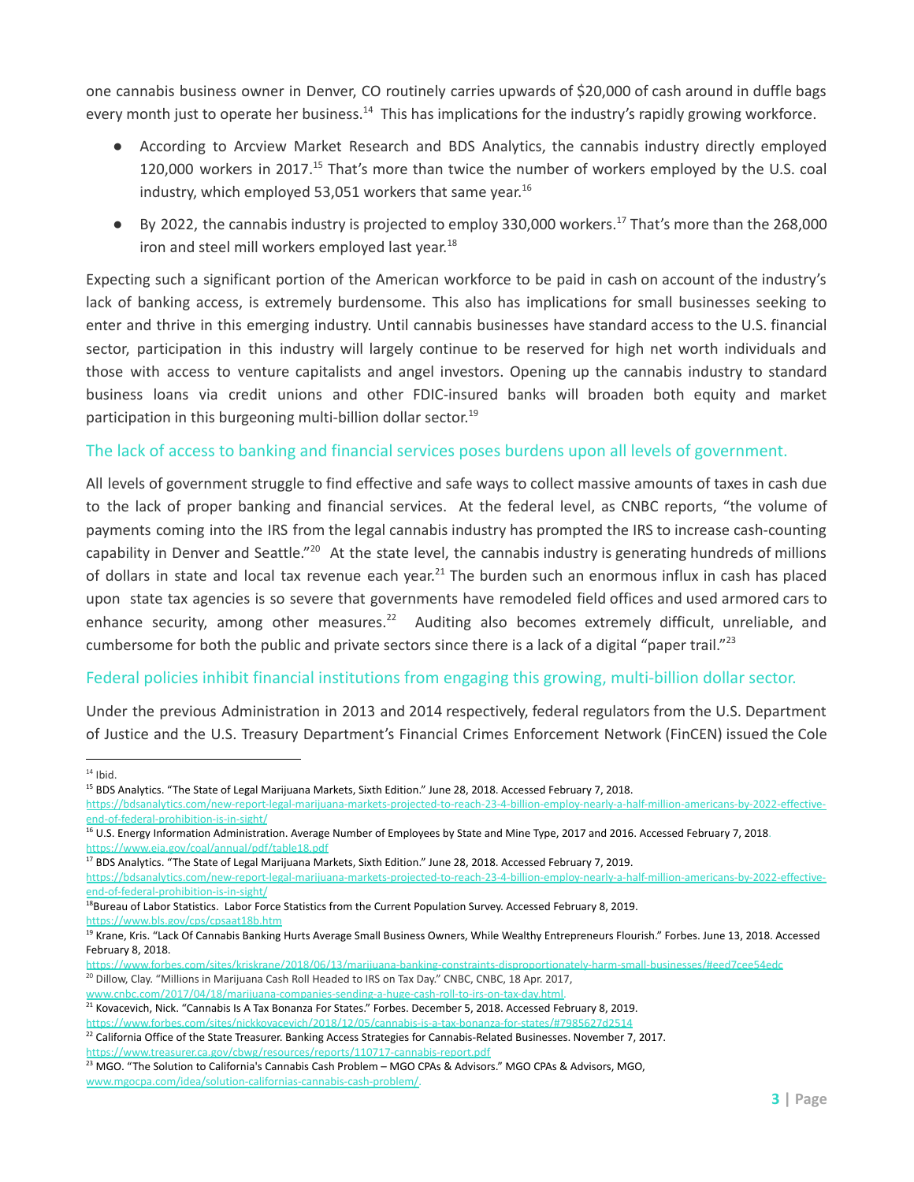one cannabis business owner in Denver, CO routinely carries upwards of $20,000 of cash around in duffle bags every month just to operate her business.[14] This has implications for the industry's rapidly growing workforce.

- According to Arcview Market Research and BDS Analytics, the cannabis industry directly employed 120,000 workers in 2017.[15] That's more than twice the number of workers employed by the U.S. coal industry, which employed 53,051 workers that same year.[16]
- By 2022, the cannabis industry is projected to employ 330,000 workers.[17] That's more than the 268,000 iron and steel mill workers employed last year.[18]

Expecting such a significant portion of the American workforce to be paid in cash on account of the industry's lack of banking access, is extremely burdensome. This also has implications for small businesses seeking to enter and thrive in this emerging industry. Until cannabis businesses have standard access to the U.S. financial sector, participation in this industry will largely continue to be reserved for high net worth individuals and those with access to venture capitalists and angel investors. Opening up the cannabis industry to standard business loans via credit unions and other FDIC-insured banks will broaden both equity and market participation in this burgeoning multi-billion dollar sector.[19]

### The lack of access to banking and financial services poses burdens upon all levels of government.

All levels of government struggle to find effective and safe ways to collect massive amounts of taxes in cash due to the lack of proper banking and financial services. At the federal level, as CNBC reports, "the volume of payments coming into the IRS from the legal cannabis industry has prompted the IRS to increase cash-counting capability in Denver and Seattle."[20] At the state level, the cannabis industry is generating hundreds of millions of dollars in state and local tax revenue each year.[21] The burden such an enormous influx in cash has placed upon state tax agencies is so severe that governments have remodeled field offices and used armored cars to enhance security, among other measures.[22] Auditing also becomes extremely difficult, unreliable, and cumbersome for both the public and private sectors since there is a lack of a digital "paper trail."[23]

### Federal policies inhibit financial institutions from engaging this growing, multi-billion dollar sector.

Under the previous Administration in 2013 and 2014 respectively, federal regulators from the U.S. Department of Justice and the U.S. Treasury Department's Financial Crimes Enforcement Network (FinCEN) issued the Cole

---

[14] Ibid.

[15] BDS Analytics. "The State of Legal Marijuana Markets, Sixth Edition." June 28, 2018. Accessed February 7, 2018. https://bdsanalytics.com/new-report-legal-marijuana-markets-projected-to-reach-23-4-billion-employ-nearly-a-half-million-americans-by-2022-effective-end-of-federal-prohibition-is-in-sight/

[16] U.S. Energy Information Administration. Average Number of Employees by State and Mine Type, 2017 and 2016. Accessed February 7, 2018. https://www.eia.gov/coal/annual/pdf/table18.pdf

[17] BDS Analytics. "The State of Legal Marijuana Markets, Sixth Edition." June 28, 2018. Accessed February 7, 2019. https://bdsanalytics.com/new-report-legal-marijuana-markets-projected-to-reach-23-4-billion-employ-nearly-a-half-million-americans-by-2022-effective-end-of-federal-prohibition-is-in-sight/

[18] Bureau of Labor Statistics. Labor Force Statistics from the Current Population Survey. Accessed February 8, 2019. https://www.bls.gov/cps/cpsaat18b.htm

[19] Krane, Kris. "Lack Of Cannabis Banking Hurts Average Small Business Owners, While Wealthy Entrepreneurs Flourish." Forbes. June 13, 2018. Accessed February 8, 2018. https://www.forbes.com/sites/kriskrane/2018/06/13/marijuana-banking-constraints-disproportionately-harm-small-businesses/#eed7cee54edc

[20] Dillow, Clay. "Millions in Marijuana Cash Roll Headed to IRS on Tax Day." CNBC, CNBC, 18 Apr. 2017, www.cnbc.com/2017/04/18/marijuana-companies-sending-a-huge-cash-roll-to-irs-on-tax-day.html.

[21] Kovacevich, Nick. "Cannabis Is A Tax Bonanza For States." Forbes. December 5, 2018. Accessed February 8, 2019. https://www.forbes.com/sites/nickkovacevich/2018/12/05/cannabis-is-a-tax-bonanza-for-states/#7985627d2514

[22] California Office of the State Treasurer. Banking Access Strategies for Cannabis-Related Businesses. November 7, 2017. https://www.treasurer.ca.gov/cbwg/resources/reports/110717-cannabis-report.pdf

[23] MGO. "The Solution to California's Cannabis Cash Problem – MGO CPAs & Advisors." MGO CPAs & Advisors, MGO, www.mgocpa.com/idea/solution-californias-cannabis-cash-problem/.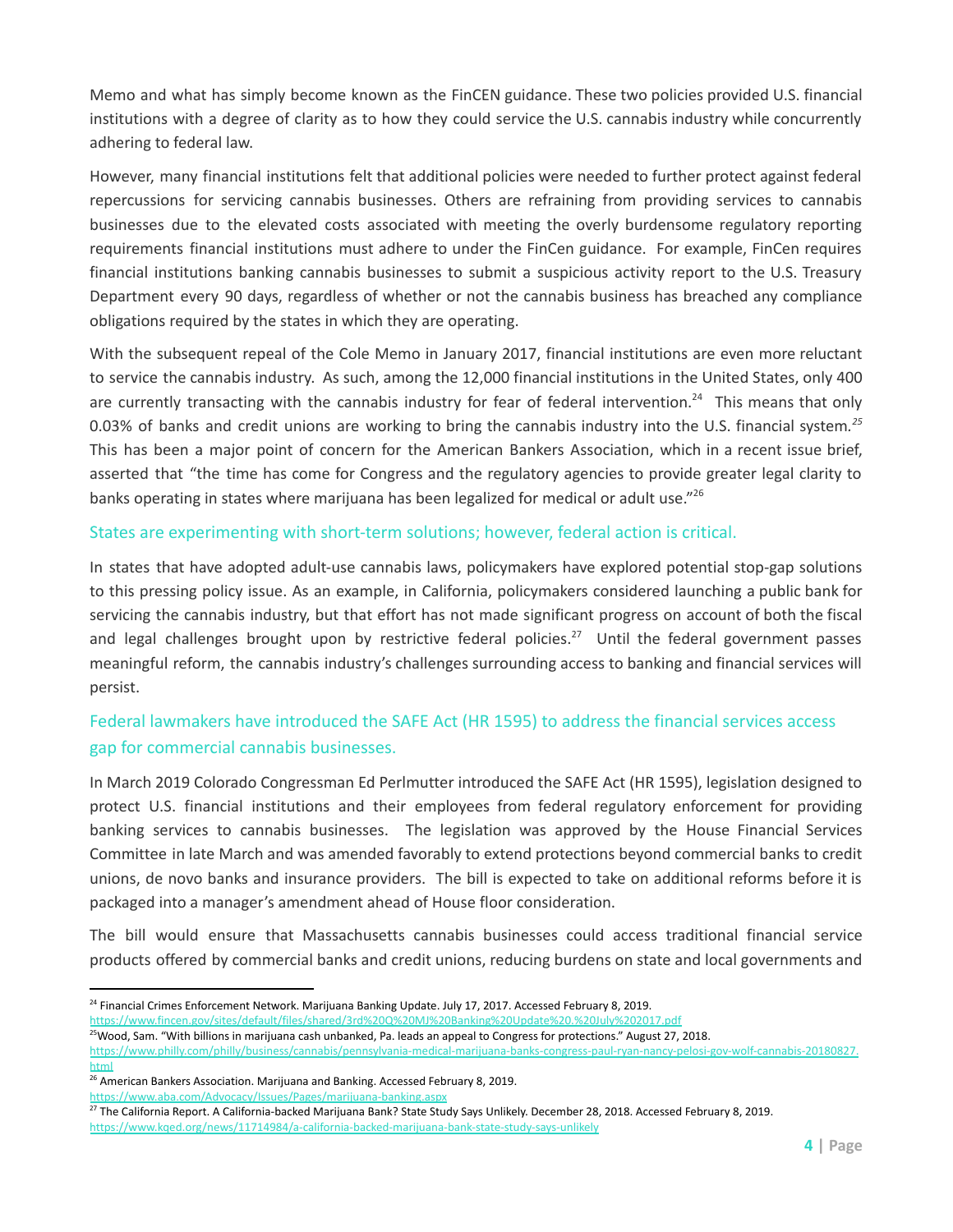Memo and what has simply become known as the FinCEN guidance. These two policies provided U.S. financial institutions with a degree of clarity as to how they could service the U.S. cannabis industry while concurrently adhering to federal law.

However, many financial institutions felt that additional policies were needed to further protect against federal repercussions for servicing cannabis businesses. Others are refraining from providing services to cannabis businesses due to the elevated costs associated with meeting the overly burdensome regulatory reporting requirements financial institutions must adhere to under the FinCen guidance. For example, FinCen requires financial institutions banking cannabis businesses to submit a suspicious activity report to the U.S. Treasury Department every 90 days, regardless of whether or not the cannabis business has breached any compliance obligations required by the states in which they are operating.

With the subsequent repeal of the Cole Memo in January 2017, financial institutions are even more reluctant to service the cannabis industry. As such, among the 12,000 financial institutions in the United States, only 400 are currently transacting with the cannabis industry for fear of federal intervention.[24] This means that only 0.03% of banks and credit unions are working to bring the cannabis industry into the U.S. financial system.[25] This has been a major point of concern for the American Bankers Association, which in a recent issue brief, asserted that "the time has come for Congress and the regulatory agencies to provide greater legal clarity to banks operating in states where marijuana has been legalized for medical or adult use."[26]

### States are experimenting with short-term solutions; however, federal action is critical.

In states that have adopted adult-use cannabis laws, policymakers have explored potential stop-gap solutions to this pressing policy issue. As an example, in California, policymakers considered launching a public bank for servicing the cannabis industry, but that effort has not made significant progress on account of both the fiscal and legal challenges brought upon by restrictive federal policies.[27] Until the federal government passes meaningful reform, the cannabis industry's challenges surrounding access to banking and financial services will persist.

### Federal lawmakers have introduced the SAFE Act (HR 1595) to address the financial services access gap for commercial cannabis businesses.

In March 2019 Colorado Congressman Ed Perlmutter introduced the SAFE Act (HR 1595), legislation designed to protect U.S. financial institutions and their employees from federal regulatory enforcement for providing banking services to cannabis businesses. The legislation was approved by the House Financial Services Committee in late March and was amended favorably to extend protections beyond commercial banks to credit unions, de novo banks and insurance providers. The bill is expected to take on additional reforms before it is packaged into a manager's amendment ahead of House floor consideration.

The bill would ensure that Massachusetts cannabis businesses could access traditional financial service products offered by commercial banks and credit unions, reducing burdens on state and local governments and

---

[24] Financial Crimes Enforcement Network. Marijuana Banking Update. July 17, 2017. Accessed February 8, 2019. https://www.fincen.gov/sites/default/files/shared/3rd%20Q%20MJ%20Banking%20Update%20.%20July%202017.pdf

[25] Wood, Sam. "With billions in marijuana cash unbanked, Pa. leads an appeal to Congress for protections." August 27, 2018. https://www.philly.com/philly/business/cannabis/pennsylvania-medical-marijuana-banks-congress-paul-ryan-nancy-pelosi-gov-wolf-cannabis-20180827.html

[26] American Bankers Association. Marijuana and Banking. Accessed February 8, 2019. https://www.aba.com/Advocacy/Issues/Pages/marijuana-banking.aspx

[27] The California Report. A California-backed Marijuana Bank? State Study Says Unlikely. December 28, 2018. Accessed February 8, 2019. https://www.kqed.org/news/11714984/a-california-backed-marijuana-bank-state-study-says-unlikely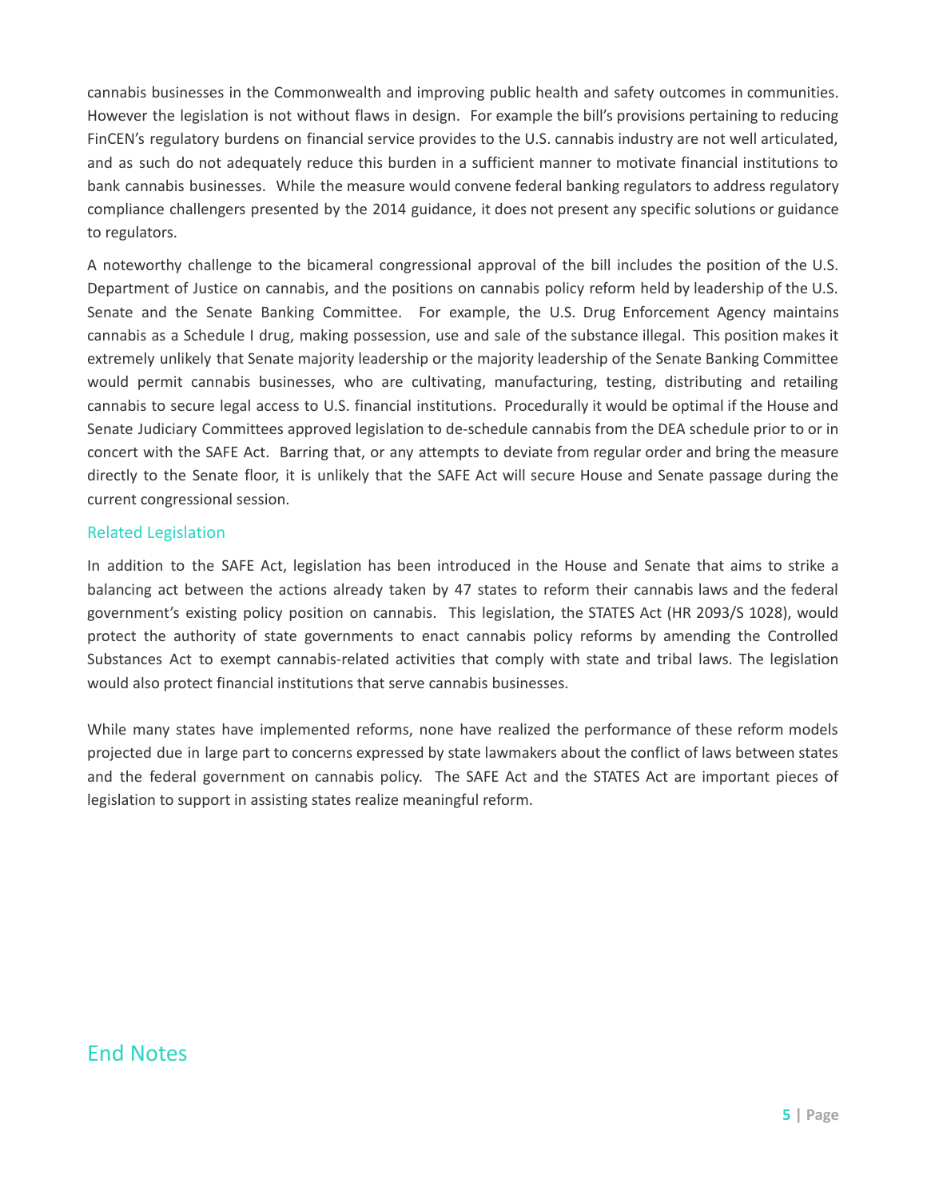cannabis businesses in the Commonwealth and improving public health and safety outcomes in communities. However the legislation is not without flaws in design. For example the bill's provisions pertaining to reducing FinCEN's regulatory burdens on financial service provides to the U.S. cannabis industry are not well articulated, and as such do not adequately reduce this burden in a sufficient manner to motivate financial institutions to bank cannabis businesses. While the measure would convene federal banking regulators to address regulatory compliance challengers presented by the 2014 guidance, it does not present any specific solutions or guidance to regulators.

A noteworthy challenge to the bicameral congressional approval of the bill includes the position of the U.S. Department of Justice on cannabis, and the positions on cannabis policy reform held by leadership of the U.S. Senate and the Senate Banking Committee. For example, the U.S. Drug Enforcement Agency maintains cannabis as a Schedule I drug, making possession, use and sale of the substance illegal. This position makes it extremely unlikely that Senate majority leadership or the majority leadership of the Senate Banking Committee would permit cannabis businesses, who are cultivating, manufacturing, testing, distributing and retailing cannabis to secure legal access to U.S. financial institutions. Procedurally it would be optimal if the House and Senate Judiciary Committees approved legislation to de-schedule cannabis from the DEA schedule prior to or in concert with the SAFE Act. Barring that, or any attempts to deviate from regular order and bring the measure directly to the Senate floor, it is unlikely that the SAFE Act will secure House and Senate passage during the current congressional session.

## Related Legislation

In addition to the SAFE Act, legislation has been introduced in the House and Senate that aims to strike a balancing act between the actions already taken by 47 states to reform their cannabis laws and the federal government's existing policy position on cannabis. This legislation, the STATES Act (HR 2093/S 1028), would protect the authority of state governments to enact cannabis policy reforms by amending the Controlled Substances Act to exempt cannabis-related activities that comply with state and tribal laws. The legislation would also protect financial institutions that serve cannabis businesses.

While many states have implemented reforms, none have realized the performance of these reform models projected due in large part to concerns expressed by state lawmakers about the conflict of laws between states and the federal government on cannabis policy. The SAFE Act and the STATES Act are important pieces of legislation to support in assisting states realize meaningful reform.

# End Notes